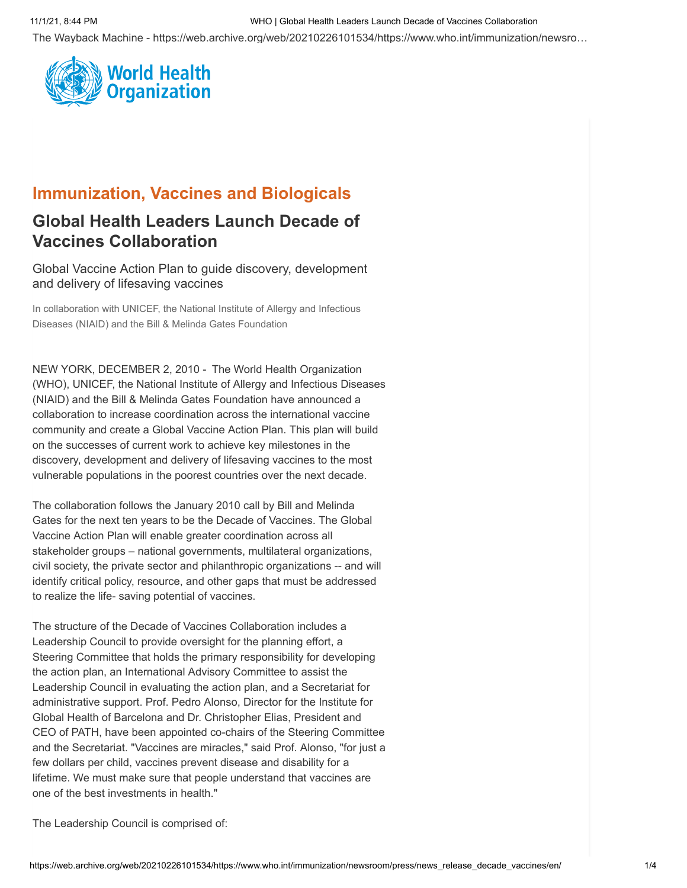## Immunization, Vaccines and Biologicals

# Global Health Leaders Launch Decade of Vaccines Collaboration

### Global Vaccine Action Plan to guide discovery, development and delivery of lifesaving vaccines

In collaboration with UNICEF, the National Institute of Allergy and Infectious Diseases (NIAID) and the Bill & Melinda Gates Foundation

NEW YORK, DECEMBER 2, 2010 - The World Health Organization (WHO), UNICEF, the National Institute of Allergy and Infectious Diseases (NIAID) and the Bill & Melinda Gates Foundation have announced a collaboration to increase coordination across the international vaccine community and create a Global Vaccine Action Plan. This plan will build on the successes of current work to achieve key milestones in the discovery, development and delivery of lifesaving vaccines to the most vulnerable populations in the poorest countries over the next decade.

The collaboration follows the January 2010 call by Bill and Melinda Gates for the next ten years to be the Decade of Vaccines. The Global Vaccine Action Plan will enable greater coordination across all stakeholder groups – national governments, multilateral organizations, civil society, the private sector and philanthropic organizations -- and will identify critical policy, resource, and other gaps that must be addressed to realize the life- saving potential of vaccines.

The structure of the Decade of Vaccines Collaboration includes a Leadership Council to provide oversight for the planning effort, a Steering Committee that holds the primary responsibility for developing the action plan, an International Advisory Committee to assist the Leadership Council in evaluating the action plan, and a Secretariat for administrative support. Prof. Pedro Alonso, Director for the Institute for Global Health of Barcelona and Dr. Christopher Elias, President and CEO of PATH, have been appointed co-chairs of the Steering Committee and the Secretariat. "Vaccines are miracles," said Prof. Alonso, "for just a few dollars per child, vaccines prevent disease and disability for a lifetime. We must make sure that people understand that vaccines are one of the best investments in health."

The Leadership Council is comprised of: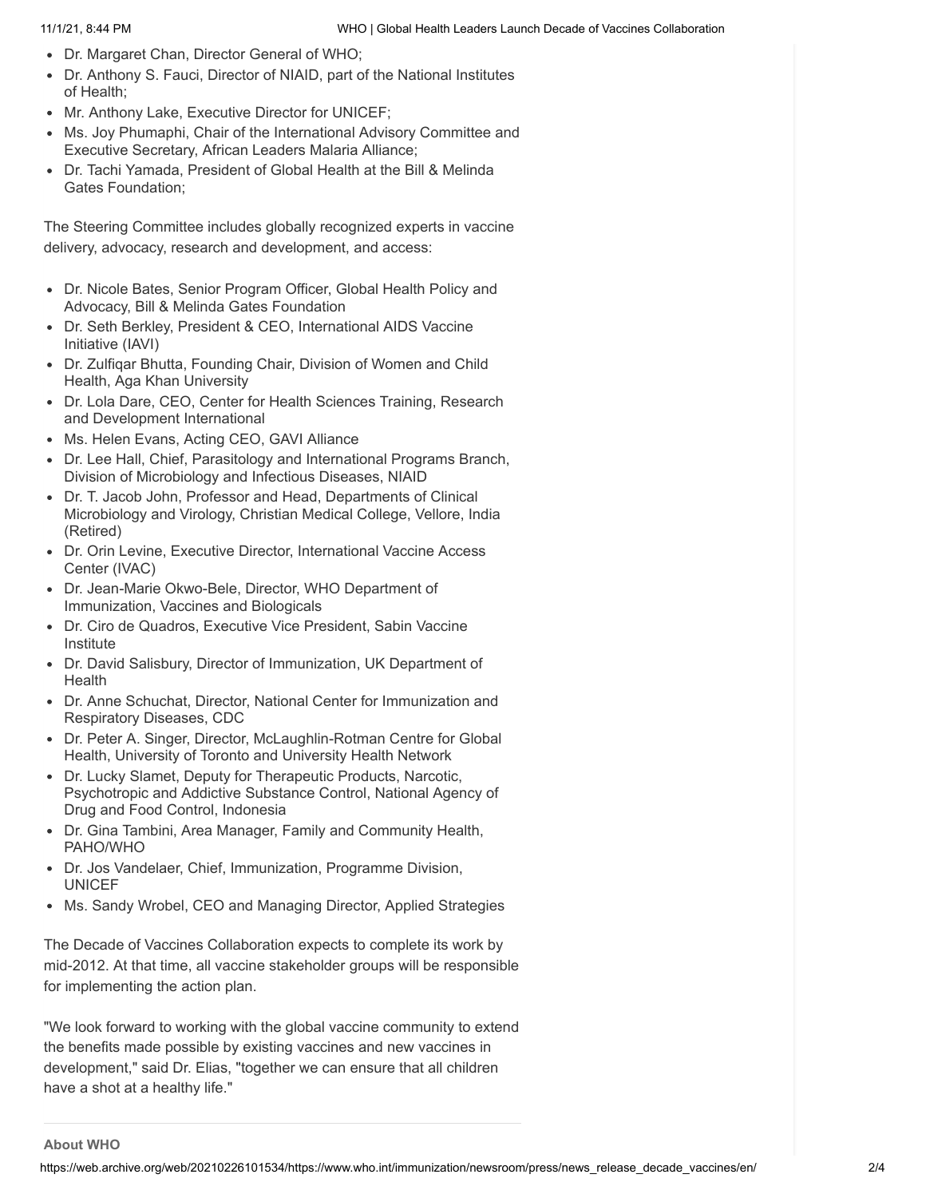- Dr. Margaret Chan, Director General of WHO;
- Dr. Anthony S. Fauci, Director of NIAID, part of the National Institutes of Health;
- Mr. Anthony Lake, Executive Director for UNICEF;
- Ms. Joy Phumaphi, Chair of the International Advisory Committee and Executive Secretary, African Leaders Malaria Alliance;
- Dr. Tachi Yamada, President of Global Health at the Bill & Melinda Gates Foundation;

The Steering Committee includes globally recognized experts in vaccine delivery, advocacy, research and development, and access:

- Dr. Nicole Bates, Senior Program Officer, Global Health Policy and Advocacy, Bill & Melinda Gates Foundation
- Dr. Seth Berkley, President & CEO, International AIDS Vaccine Initiative (IAVI)
- Dr. Zulfiqar Bhutta, Founding Chair, Division of Women and Child Health, Aga Khan University
- Dr. Lola Dare, CEO, Center for Health Sciences Training, Research and Development International
- Ms. Helen Evans, Acting CEO, GAVI Alliance
- Dr. Lee Hall, Chief, Parasitology and International Programs Branch, Division of Microbiology and Infectious Diseases, NIAID
- Dr. T. Jacob John, Professor and Head, Departments of Clinical Microbiology and Virology, Christian Medical College, Vellore, India (Retired)
- Dr. Orin Levine, Executive Director, International Vaccine Access Center (IVAC)
- Dr. Jean-Marie Okwo-Bele, Director, WHO Department of Immunization, Vaccines and Biologicals
- Dr. Ciro de Quadros, Executive Vice President, Sabin Vaccine Institute
- Dr. David Salisbury, Director of Immunization, UK Department of Health
- Dr. Anne Schuchat, Director, National Center for Immunization and Respiratory Diseases, CDC
- Dr. Peter A. Singer, Director, McLaughlin-Rotman Centre for Global Health, University of Toronto and University Health Network
- Dr. Lucky Slamet, Deputy for Therapeutic Products, Narcotic, Psychotropic and Addictive Substance Control, National Agency of Drug and Food Control, Indonesia
- Dr. Gina Tambini, Area Manager, Family and Community Health, PAHO/WHO
- Dr. Jos Vandelaer, Chief, Immunization, Programme Division, UNICEF
- Ms. Sandy Wrobel, CEO and Managing Director, Applied Strategies

The Decade of Vaccines Collaboration expects to complete its work by mid-2012. At that time, all vaccine stakeholder groups will be responsible for implementing the action plan.

"We look forward to working with the global vaccine community to extend the benefits made possible by existing vaccines and new vaccines in development," said Dr. Elias, "together we can ensure that all children have a shot at a healthy life."

**About WHO**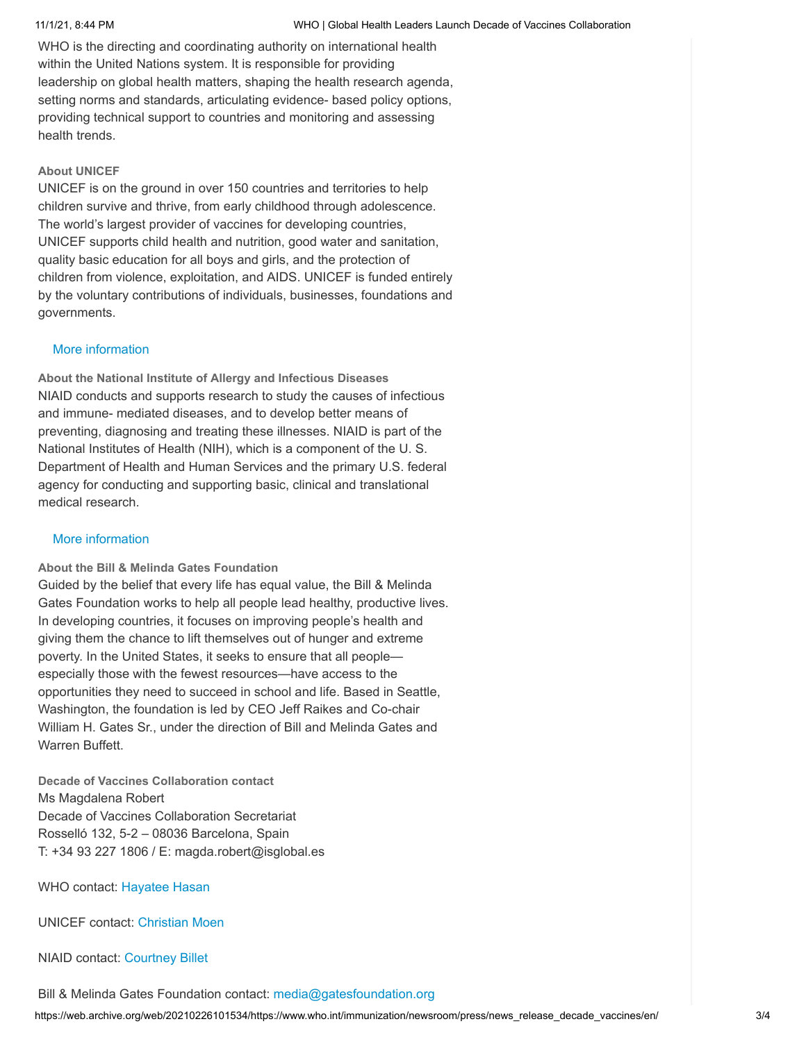WHO is the directing and coordinating authority on international health within the United Nations system. It is responsible for providing leadership on global health matters, shaping the health research agenda, setting norms and standards, articulating evidence- based policy options, providing technical support to countries and monitoring and assessing health trends.

**About UNICEF**

UNICEF is on the ground in over 150 countries and territories to help children survive and thrive, from early childhood through adolescence. The world's largest provider of vaccines for developing countries, UNICEF supports child health and nutrition, good water and sanitation, quality basic education for all boys and girls, and the protection of children from violence, exploitation, and AIDS. UNICEF is funded entirely by the voluntary contributions of individuals, businesses, foundations and governments.

More information

**About the National Institute of Allergy and Infectious Diseases**

NIAID conducts and supports research to study the causes of infectious and immune- mediated diseases, and to develop better means of preventing, diagnosing and treating these illnesses. NIAID is part of the National Institutes of Health (NIH), which is a component of the U. S. Department of Health and Human Services and the primary U.S. federal agency for conducting and supporting basic, clinical and translational medical research.

More information

**About the Bill & Melinda Gates Foundation**

Guided by the belief that every life has equal value, the Bill & Melinda Gates Foundation works to help all people lead healthy, productive lives. In developing countries, it focuses on improving people's health and giving them the chance to lift themselves out of hunger and extreme poverty. In the United States, it seeks to ensure that all people—especially those with the fewest resources—have access to the opportunities they need to succeed in school and life. Based in Seattle, Washington, the foundation is led by CEO Jeff Raikes and Co-chair William H. Gates Sr., under the direction of Bill and Melinda Gates and Warren Buffett.

**Decade of Vaccines Collaboration contact**

Ms Magdalena Robert
Decade of Vaccines Collaboration Secretariat
Rosselló 132, 5-2 – 08036 Barcelona, Spain
T: +34 93 227 1806 / E: magda.robert@isglobal.es

WHO contact: Hayatee Hasan

UNICEF contact: Christian Moen

NIAID contact: Courtney Billet

Bill & Melinda Gates Foundation contact: media@gatesfoundation.org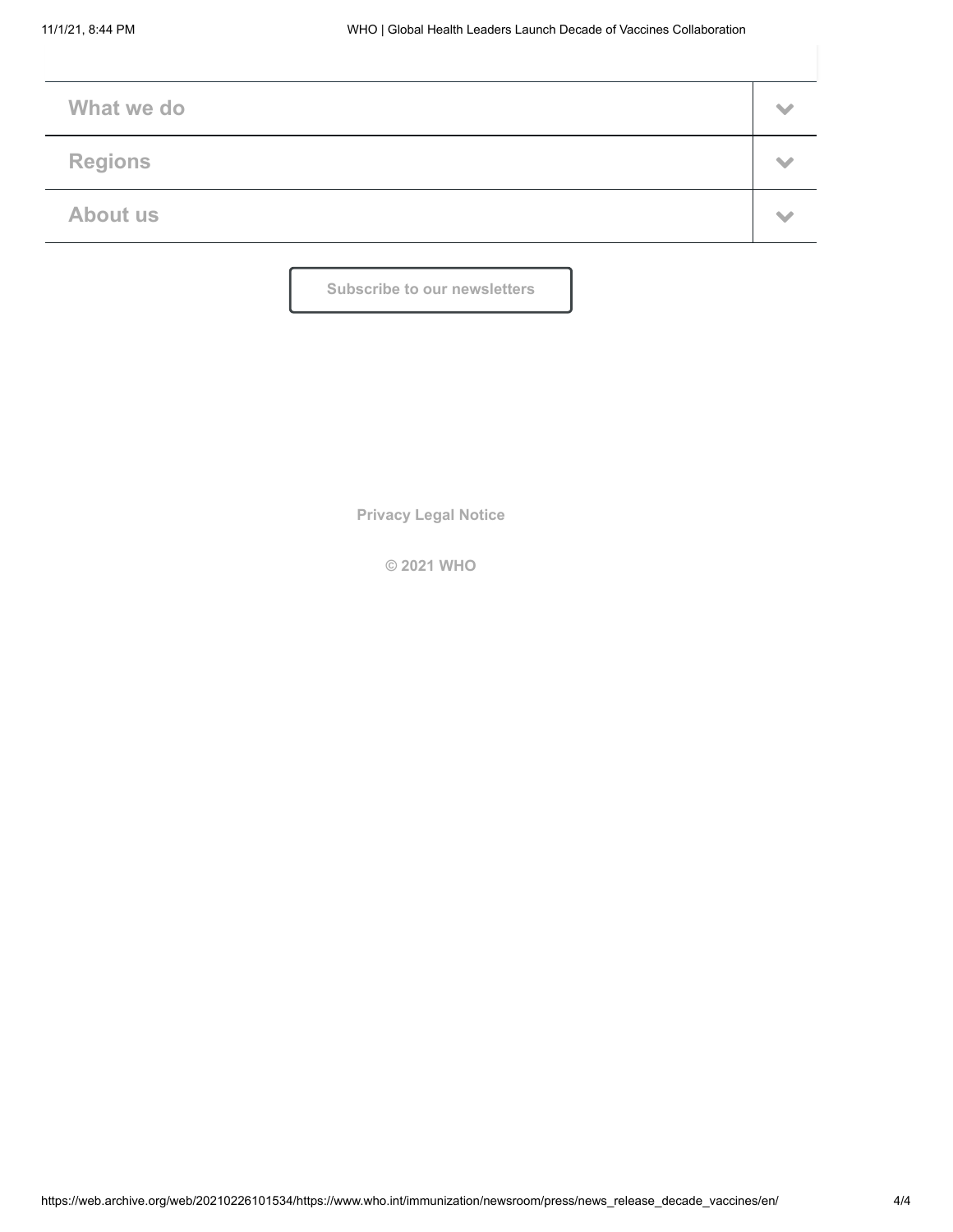What we do

Regions

About us

Subscribe to our newsletters

Privacy Legal Notice

© 2021 WHO